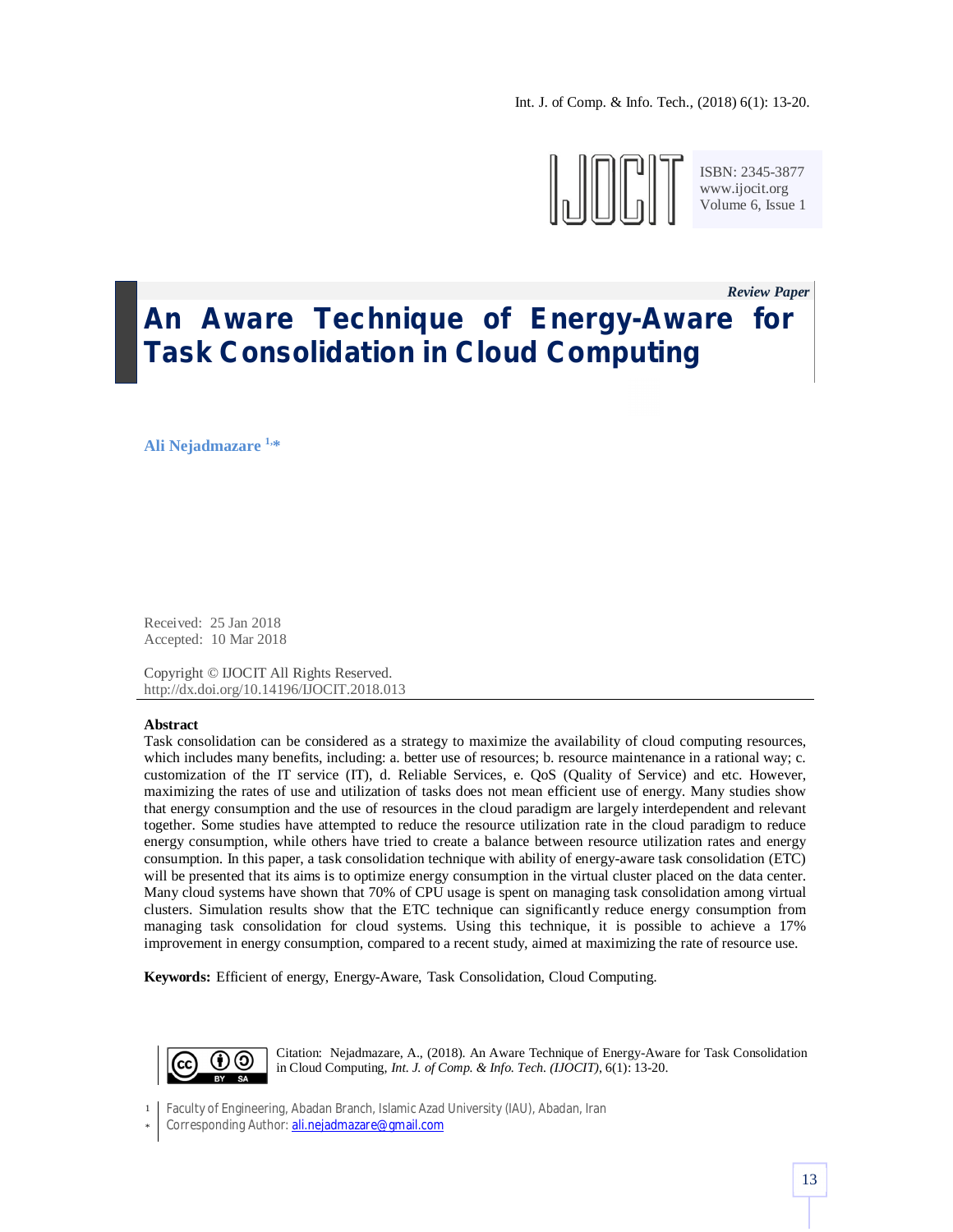*Review Paper*

# An Aware Technique of Energy-Aware for Task Consolidation in Cloud Computing

**Ali Nejadmazare** [1,*]

Received: 25 Jan 2018
Accepted: 10 Mar 2018

Copyright © IJOCIT All Rights Reserved.
http://dx.doi.org/10.14196/IJOCIT.2018.013

**Abstract**

Task consolidation can be considered as a strategy to maximize the availability of cloud computing resources, which includes many benefits, including: a. better use of resources; b. resource maintenance in a rational way; c. customization of the IT service (IT), d. Reliable Services, e. QoS (Quality of Service) and etc. However, maximizing the rates of use and utilization of tasks does not mean efficient use of energy. Many studies show that energy consumption and the use of resources in the cloud paradigm are largely interdependent and relevant together. Some studies have attempted to reduce the resource utilization rate in the cloud paradigm to reduce energy consumption, while others have tried to create a balance between resource utilization rates and energy consumption. In this paper, a task consolidation technique with ability of energy-aware task consolidation (ETC) will be presented that its aims is to optimize energy consumption in the virtual cluster placed on the data center. Many cloud systems have shown that 70% of CPU usage is spent on managing task consolidation among virtual clusters. Simulation results show that the ETC technique can significantly reduce energy consumption from managing task consolidation for cloud systems. Using this technique, it is possible to achieve a 17% improvement in energy consumption, compared to a recent study, aimed at maximizing the rate of resource use.

**Keywords:** Efficient of energy, Energy-Aware, Task Consolidation, Cloud Computing.

Citation: Nejadmazare, A., (2018). An Aware Technique of Energy-Aware for Task Consolidation in Cloud Computing, *Int. J. of Comp. & Info. Tech. (IJOCIT)*, 6(1): 13-20.

[1] Faculty of Engineering, Abadan Branch, Islamic Azad University (IAU), Abadan, Iran
[*] Corresponding Author: ali.nejadmazare@gmail.com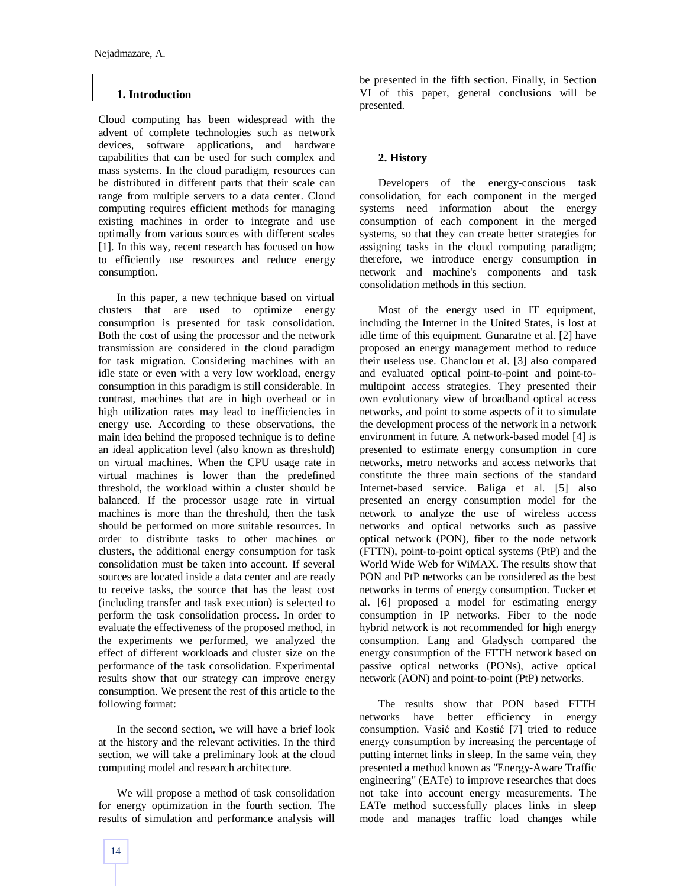## 1. Introduction

Cloud computing has been widespread with the advent of complete technologies such as network devices, software applications, and hardware capabilities that can be used for such complex and mass systems. In the cloud paradigm, resources can be distributed in different parts that their scale can range from multiple servers to a data center. Cloud computing requires efficient methods for managing existing machines in order to integrate and use optimally from various sources with different scales [1]. In this way, recent research has focused on how to efficiently use resources and reduce energy consumption.

In this paper, a new technique based on virtual clusters that are used to optimize energy consumption is presented for task consolidation. Both the cost of using the processor and the network transmission are considered in the cloud paradigm for task migration. Considering machines with an idle state or even with a very low workload, energy consumption in this paradigm is still considerable. In contrast, machines that are in high overhead or in high utilization rates may lead to inefficiencies in energy use. According to these observations, the main idea behind the proposed technique is to define an ideal application level (also known as threshold) on virtual machines. When the CPU usage rate in virtual machines is lower than the predefined threshold, the workload within a cluster should be balanced. If the processor usage rate in the virtual machines is more than the threshold, then the task should be performed on more suitable resources. In order to distribute tasks to other machines or clusters, the additional energy consumption for task consolidation must be taken into account. If several sources are located inside a data center and are ready to receive tasks, the source that has the least cost (including transfer and task execution) is selected to perform the task consolidation process. In order to evaluate the effectiveness of the proposed method, in the experiments we performed, we analyzed the effect of different workloads and cluster size on the performance of the task consolidation. Experimental results show that our strategy can improve energy consumption. We present the rest of this article to the following format:

In the second section, we will have a brief look at the history and the relevant activities. In the third section, we will take a preliminary look at the cloud computing model and research architecture.

We will propose a method of task consolidation for energy optimization in the fourth section. The results of simulation and performance analysis will be presented in the fifth section. Finally, in Section VI of this paper, general conclusions will be presented.

## 2. History

Developers of the energy-conscious task consolidation, for each component in the merged systems need information about the energy consumption of each component in the merged systems, so that they can create better strategies for assigning tasks in the cloud computing paradigm; therefore, we introduce energy consumption in network and machine's components and task consolidation methods in this section.

Most of the energy used in IT equipment, including the Internet in the United States, is lost at idle time of this equipment. Gunaratne et al. [2] have proposed an energy management method to reduce their useless use. Chanclou et al. [3] also compared and evaluated optical point-to-point and point-to-multipoint access strategies. They presented their own evolutionary view of broadband optical access networks, and point to some aspects of it to simulate the development process of the network in a network environment in future. A network-based model [4] is presented to estimate energy consumption in core networks, metro networks and access networks that constitute the three main sections of the standard Internet-based service. Baliga et al. [5] also presented an energy consumption model for the network to analyze the use of wireless access networks and optical networks such as passive optical network (PON), fiber to the node network (FTTN), point-to-point optical systems (PtP) and the World Wide Web for WiMAX. The results show that PON and PtP networks can be considered as the best networks in terms of energy consumption. Tucker et al. [6] proposed a model for estimating energy consumption in IP networks. Fiber to the node hybrid network is not recommended for high energy consumption. Lang and Gladysch compared the energy consumption of the FTTH network based on passive optical networks (PONs), active optical network (AON) and point-to-point (PtP) networks.

The results show that PON based FTTH networks have better efficiency in energy consumption. Vasić and Kostić [7] tried to reduce energy consumption by increasing the percentage of putting internet links in sleep. In the same vein, they presented a method known as "Energy-Aware Traffic engineering" (EATe) to improve researches that does not take into account energy measurements. The EATe method successfully places links in sleep mode and manages traffic load changes while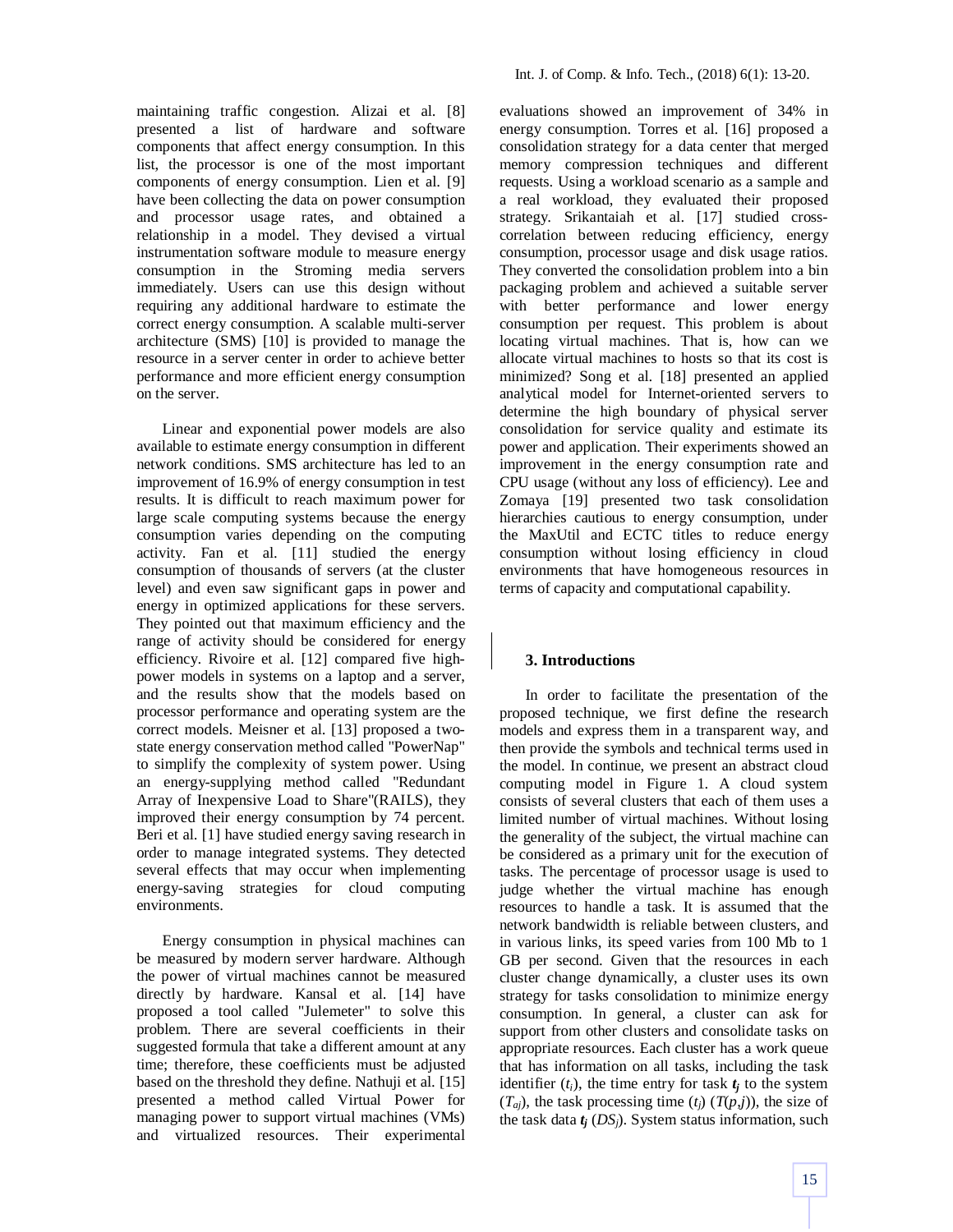maintaining traffic congestion. Alizai et al. [8] presented a list of hardware and software components that affect energy consumption. In this list, the processor is one of the most important components of energy consumption. Lien et al. [9] have been collecting the data on power consumption and processor usage rates, and obtained a relationship in a model. They devised a virtual instrumentation software module to measure energy consumption in the Stroming media servers immediately. Users can use this design without requiring any additional hardware to estimate the correct energy consumption. A scalable multi-server architecture (SMS) [10] is provided to manage the resource in a server center in order to achieve better performance and more efficient energy consumption on the server.

Linear and exponential power models are also available to estimate energy consumption in different network conditions. SMS architecture has led to an improvement of 16.9% of energy consumption in test results. It is difficult to reach maximum power for large scale computing systems because the energy consumption varies depending on the computing activity. Fan et al. [11] studied the energy consumption of thousands of servers (at the cluster level) and even saw significant gaps in power and energy in optimized applications for these servers. They pointed out that maximum efficiency and the range of activity should be considered for energy efficiency. Rivoire et al. [12] compared five high-power models in systems on a laptop and a server, and the results show that the models based on processor performance and operating system are the correct models. Meisner et al. [13] proposed a two-state energy conservation method called "PowerNap" to simplify the complexity of system power. Using an energy-supplying method called "Redundant Array of Inexpensive Load to Share"(RAILS), they improved their energy consumption by 74 percent. Beri et al. [1] have studied energy saving research in order to manage integrated systems. They detected several effects that may occur when implementing energy-saving strategies for cloud computing environments.

Energy consumption in physical machines can be measured by modern server hardware. Although the power of virtual machines cannot be measured directly by hardware. Kansal et al. [14] have proposed a tool called "Julemeter" to solve this problem. There are several coefficients in their suggested formula that take a different amount at any time; therefore, these coefficients must be adjusted based on the threshold they define. Nathuji et al. [15] presented a method called Virtual Power for managing power to support virtual machines (VMs) and virtualized resources. Their experimental evaluations showed an improvement of 34% in energy consumption. Torres et al. [16] proposed a consolidation strategy for a data center that merged memory compression techniques and different requests. Using a workload scenario as a sample and a real workload, they evaluated their proposed strategy. Srikantaiah et al. [17] studied cross-correlation between reducing efficiency, energy consumption, processor usage and disk usage ratios. They converted the consolidation problem into a bin packaging problem and achieved a suitable server with better performance and lower energy consumption per request. This problem is about locating virtual machines. That is, how can we allocate virtual machines to hosts so that its cost is minimized? Song et al. [18] presented an applied analytical model for Internet-oriented servers to determine the high boundary of physical server consolidation for service quality and estimate its power and application. Their experiments showed an improvement in the energy consumption rate and CPU usage (without any loss of efficiency). Lee and Zomaya [19] presented two task consolidation hierarchies cautious to energy consumption, under the MaxUtil and ECTC titles to reduce energy consumption without losing efficiency in cloud environments that have homogeneous resources in terms of capacity and computational capability.

## 3. Introductions

In order to facilitate the presentation of the proposed technique, we first define the research models and express them in a transparent way, and then provide the symbols and technical terms used in the model. In continue, we present an abstract cloud computing model in Figure 1. A cloud system consists of several clusters that each of them uses a limited number of virtual machines. Without losing the generality of the subject, the virtual machine can be considered as a primary unit for the execution of tasks. The percentage of processor usage is used to judge whether the virtual machine has enough resources to handle a task. It is assumed that the network bandwidth is reliable between clusters, and in various links, its speed varies from 100 Mb to 1 GB per second. Given that the resources in each cluster change dynamically, a cluster uses its own strategy for tasks consolidation to minimize energy consumption. In general, a cluster can ask for support from other clusters and consolidate tasks on appropriate resources. Each cluster has a work queue that has information on all tasks, including the task identifier ($t_i$), the time entry for task $\boldsymbol{t_j}$ to the system ($T_{aj}$), the task processing time ($t_j$) ($T(p,j)$), the size of the task data $\boldsymbol{t_j}$ ($DS_j$). System status information, such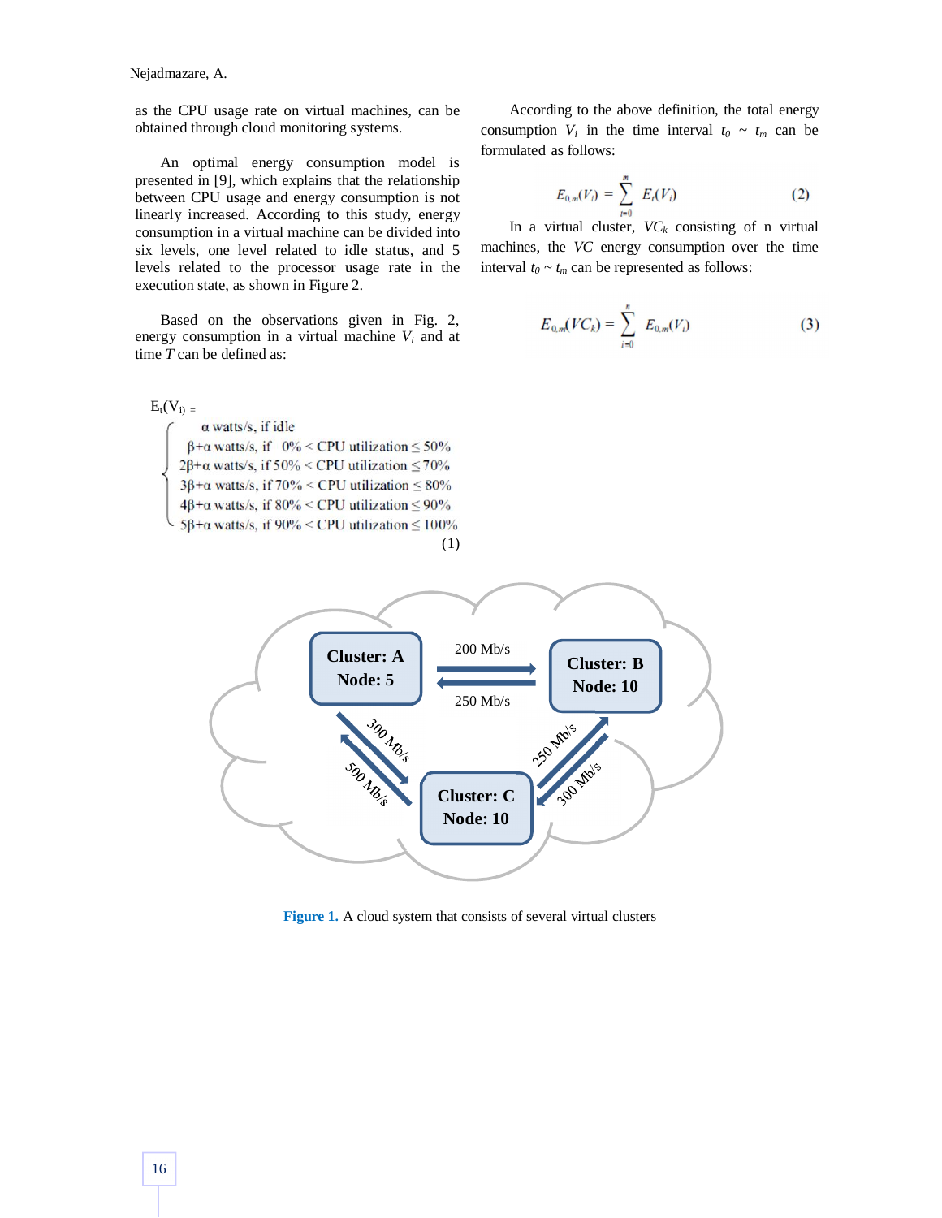as the CPU usage rate on virtual machines, can be obtained through cloud monitoring systems.

An optimal energy consumption model is presented in [9], which explains that the relationship between CPU usage and energy consumption is not linearly increased. According to this study, energy consumption in a virtual machine can be divided into six levels, one level related to idle status, and 5 levels related to the processor usage rate in the execution state, as shown in Figure 2.

Based on the observations given in Fig. 2, energy consumption in a virtual machine $V_i$ and at time $T$ can be defined as:

$$E_t(V_i) = \begin{cases} \alpha \text{ watts/s, if idle} \\ \beta+\alpha \text{ watts/s, if } 0\% < \text{CPU utilization} \leq 50\% \\ 2\beta+\alpha \text{ watts/s, if } 50\% < \text{CPU utilization} \leq 70\% \\ 3\beta+\alpha \text{ watts/s, if } 70\% < \text{CPU utilization} \leq 80\% \\ 4\beta+\alpha \text{ watts/s, if } 80\% < \text{CPU utilization} \leq 90\% \\ 5\beta+\alpha \text{ watts/s, if } 90\% < \text{CPU utilization} \leq 100\% \end{cases} \quad (1)$$

According to the above definition, the total energy consumption $V_i$ in the time interval $t_0 \sim t_m$ can be formulated as follows:

$$E_{0,m}(V_i) = \sum_{t=0}^{m} E_t(V_i) \quad (2)$$

In a virtual cluster, $VC_k$ consisting of n virtual machines, the $VC$ energy consumption over the time interval $t_0 \sim t_m$ can be represented as follows:

$$E_{0,m}(VC_k) = \sum_{i=0}^{n} E_{0,m}(V_i) \quad (3)$$

Cluster: A Node: 5 — Cluster: B Node: 10 — Cluster: C Node: 10 (A→B 200 Mb/s, B→A 250 Mb/s, A→C 300 Mb/s, C→A 500 Mb/s, C→B 250 Mb/s, B→C 300 Mb/s)

**Figure 1.** A cloud system that consists of several virtual clusters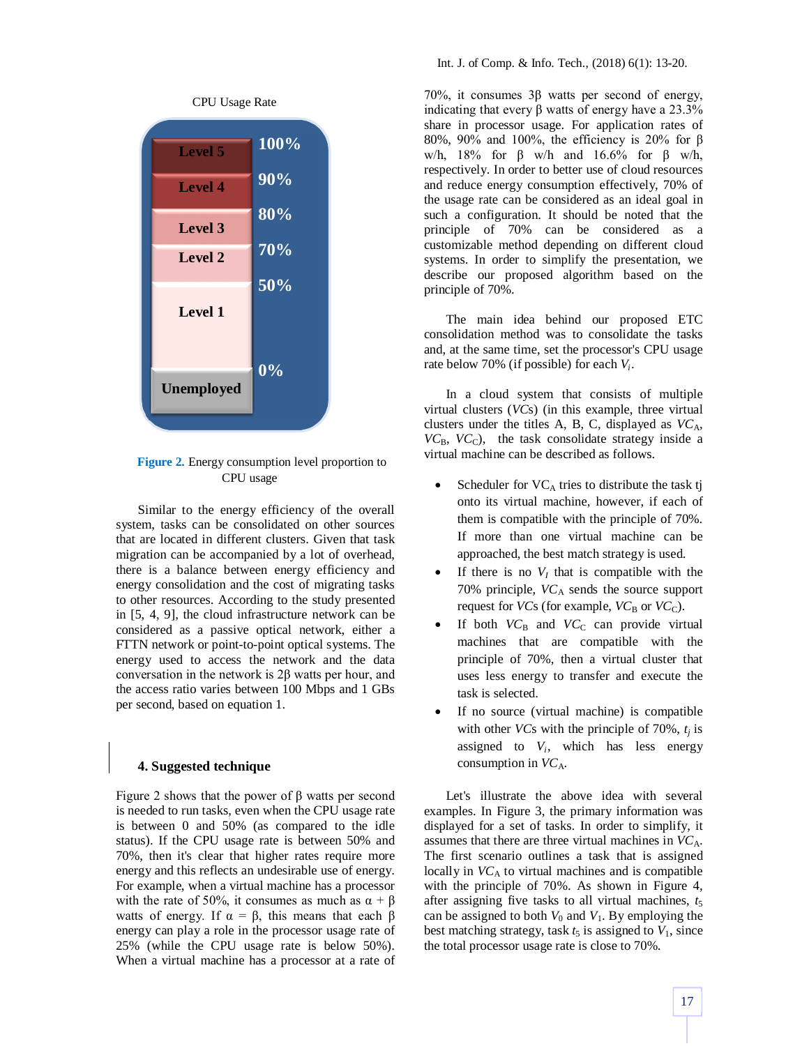CPU Usage Rate

| Level | CPU usage |
|---|---|
| Level 5 | 100% |
| Level 4 | 90% |
| Level 3 | 80% |
| Level 2 | 70% |
| Level 1 | 50% |
| Unemployed | 0% |

**Figure 2.** Energy consumption level proportion to CPU usage

Similar to the energy efficiency of the overall system, tasks can be consolidated on other sources that are located in different clusters. Given that task migration can be accompanied by a lot of overhead, there is a balance between energy efficiency and energy consolidation and the cost of migrating tasks to other resources. According to the study presented in [5, 4, 9], the cloud infrastructure network can be considered as a passive optical network, either a FTTN network or point-to-point optical systems. The energy used to access the network and the data conversation in the network is 2β watts per hour, and the access ratio varies between 100 Mbps and 1 GBs per second, based on equation 1.

## 4. Suggested technique

Figure 2 shows that the power of β watts per second is needed to run tasks, even when the CPU usage rate is between 0 and 50% (as compared to the idle status). If the CPU usage rate is between 50% and 70%, then it's clear that higher rates require more energy and this reflects an undesirable use of energy. For example, when a virtual machine has a processor with the rate of 50%, it consumes as much as $\alpha + \beta$ watts of energy. If $\alpha = \beta$, this means that each β energy can play a role in the processor usage rate of 25% (while the CPU usage rate is below 50%). When a virtual machine has a processor at a rate of 70%, it consumes 3β watts per second of energy, indicating that every β watts of energy have a 23.3% share in processor usage. For application rates of 80%, 90% and 100%, the efficiency is 20% for β w/h, 18% for β w/h and 16.6% for β w/h, respectively. In order to better use of cloud resources and reduce energy consumption effectively, 70% of the usage rate can be considered as an ideal goal in such a configuration. It should be noted that the principle of 70% can be considered as a customizable method depending on different cloud systems. In order to simplify the presentation, we describe our proposed algorithm based on the principle of 70%.

The main idea behind our proposed ETC consolidation method was to consolidate the tasks and, at the same time, set the processor's CPU usage rate below 70% (if possible) for each $V_i$.

In a cloud system that consists of multiple virtual clusters (*VCs*) (in this example, three virtual clusters under the titles A, B, C, displayed as $VC_A$, $VC_B$, $VC_C$), the task consolidate strategy inside a virtual machine can be described as follows.

- Scheduler for $VC_A$ tries to distribute the task tj onto its virtual machine, however, if each of them is compatible with the principle of 70%. If more than one virtual machine can be approached, the best match strategy is used.
- If there is no $V_l$ that is compatible with the 70% principle, $VC_A$ sends the source support request for *VCs* (for example, $VC_B$ or $VC_C$).
- If both $VC_B$ and $VC_C$ can provide virtual machines that are compatible with the principle of 70%, then a virtual cluster that uses less energy to transfer and execute the task is selected.
- If no source (virtual machine) is compatible with other *VCs* with the principle of 70%, $t_j$ is assigned to $V_i$, which has less energy consumption in $VC_A$.

Let's illustrate the above idea with several examples. In Figure 3, the primary information was displayed for a set of tasks. In order to simplify, it assumes that there are three virtual machines in $VC_A$. The first scenario outlines a task that is assigned locally in $VC_A$ to virtual machines and is compatible with the principle of 70%. As shown in Figure 4, after assigning five tasks to all virtual machines, $t_5$ can be assigned to both $V_0$ and $V_1$. By employing the best matching strategy, task $t_5$ is assigned to $V_1$, since the total processor usage rate is close to 70%.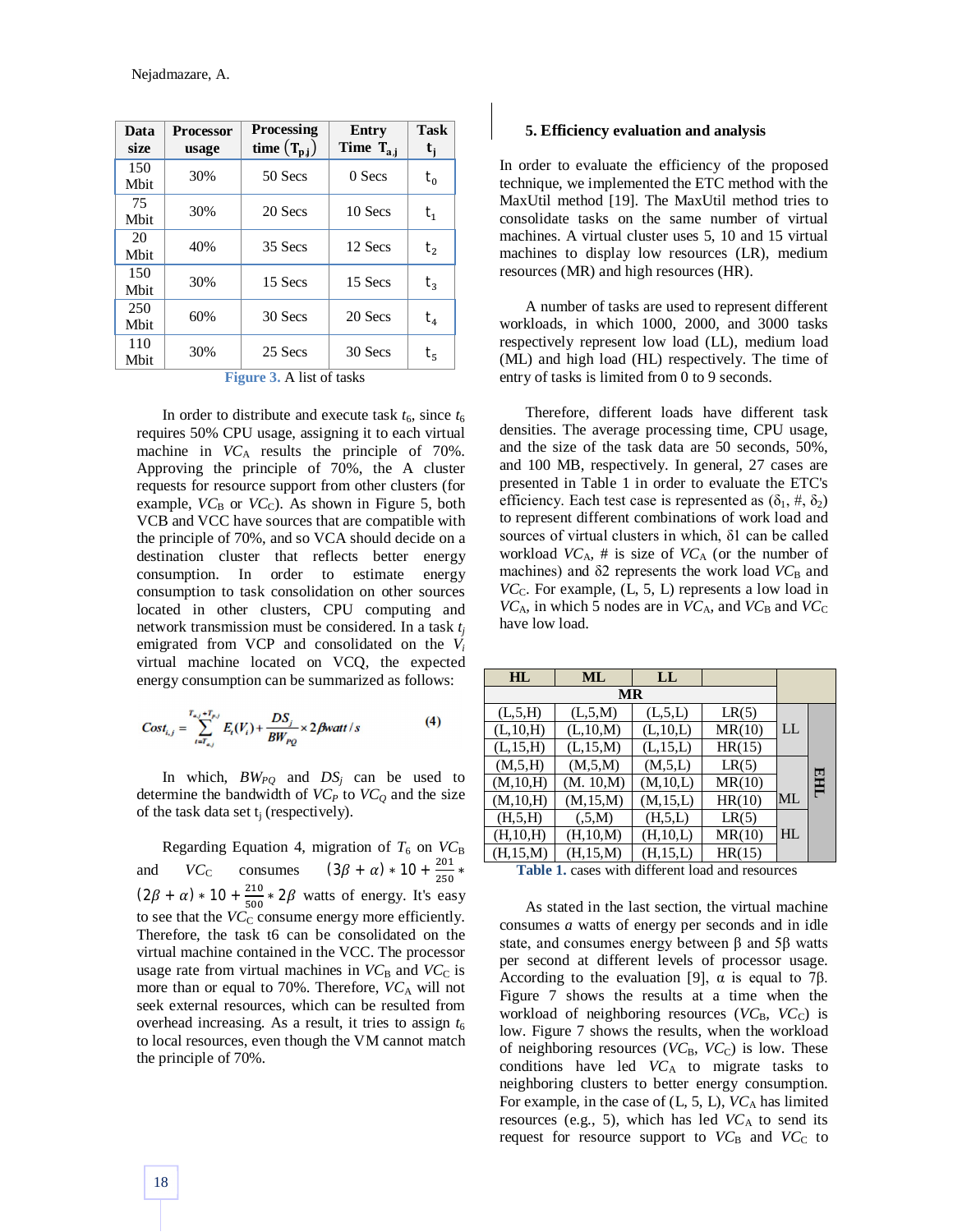| Data size | Processor usage | Processing time $(T_{p,j})$ | Entry Time $T_{a,j}$ | Task $t_j$ |
|---|---|---|---|---|
| 150 Mbit | 30% | 50 Secs | 0 Secs | $t_0$ |
| 75 Mbit | 30% | 20 Secs | 10 Secs | $t_1$ |
| 20 Mbit | 40% | 35 Secs | 12 Secs | $t_2$ |
| 150 Mbit | 30% | 15 Secs | 15 Secs | $t_3$ |
| 250 Mbit | 60% | 30 Secs | 20 Secs | $t_4$ |
| 110 Mbit | 30% | 25 Secs | 30 Secs | $t_5$ |

**Figure 3.** A list of tasks

In order to distribute and execute task $t_6$, since $t_6$ requires 50% CPU usage, assigning it to each virtual machine in $VC_A$ results the principle of 70%. Approving the principle of 70%, the A cluster requests for resource support from other clusters (for example, $VC_B$ or $VC_C$). As shown in Figure 5, both VCB and VCC have sources that are compatible with the principle of 70%, and so VCA should decide on a destination cluster that reflects better energy consumption. In order to estimate energy consumption to task consolidation on other sources located in other clusters, CPU computing and network transmission must be considered. In a task $t_j$ emigrated from VCP and consolidated on the $V_i$ virtual machine located on VCQ, the expected energy consumption can be summarized as follows:

$$Cost_{i,j} = \sum_{t=T_{a,j}}^{T_{a,j}+T_{p,j}} E_t(V_i) + \frac{DS_j}{BW_{PQ}} \times 2\beta watt/s \quad (4)$$

In which, $BW_{PQ}$ and $DS_j$ can be used to determine the bandwidth of $VC_P$ to $VC_Q$ and the size of the task data set $t_j$ (respectively).

Regarding Equation 4, migration of $T_6$ on $VC_B$ and $VC_C$ consumes $(3\beta + \alpha) * 10 + \frac{201}{250} * (2\beta + \alpha) * 10 + \frac{210}{500} * 2\beta$ watts of energy. It's easy to see that the $VC_C$ consume energy more efficiently. Therefore, the task t6 can be consolidated on the virtual machine contained in the VCC. The processor usage rate from virtual machines in $VC_B$ and $VC_C$ is more than or equal to 70%. Therefore, $VC_A$ will not seek external resources, which can be resulted from overhead increasing. As a result, it tries to assign $t_6$ to local resources, even though the VM cannot match the principle of 70%.

### 5. Efficiency evaluation and analysis

In order to evaluate the efficiency of the proposed technique, we implemented the ETC method with the MaxUtil method [19]. The MaxUtil method tries to consolidate tasks on the same number of virtual machines. A virtual cluster uses 5, 10 and 15 virtual machines to display low resources (LR), medium resources (MR) and high resources (HR).

A number of tasks are used to represent different workloads, in which 1000, 2000, and 3000 tasks respectively represent low load (LL), medium load (ML) and high load (HL) respectively. The time of entry of tasks is limited from 0 to 9 seconds.

Therefore, different loads have different task densities. The average processing time, CPU usage, and the size of the task data are 50 seconds, 50%, and 100 MB, respectively. In general, 27 cases are presented in Table 1 in order to evaluate the ETC's efficiency. Each test case is represented as ($\delta_1$, #, $\delta_2$) to represent different combinations of work load and sources of virtual clusters in which, δ1 can be called workload $VC_A$, # is size of $VC_A$ (or the number of machines) and δ2 represents the work load $VC_B$ and $VC_C$. For example, (L, 5, L) represents a low load in $VC_A$, in which 5 nodes are in $VC_A$, and $VC_B$ and $VC_C$ have low load.

| HL | ML | LL | | | |
|---|---|---|---|---|---|
| MR | | | | | |
| (L,5,H) | (L,5,M) | (L,5,L) | LR(5) | LL | EHL |
| (L,10,H) | (L,10,M) | (L,10,L) | MR(10) | | |
| (L,15,H) | (L,15,M) | (L,15,L) | HR(15) | | |
| (M,5,H) | (M,5,M) | (M,5,L) | LR(5) | ML | |
| (M,10,H) | (M. 10,M) | (M,10,L) | MR(10) | | |
| (M,10,H) | (M,15,M) | (M,15,L) | HR(10) | | |
| (H,5,H) | (,5,M) | (H,5,L) | LR(5) | HL | |
| (H,10,H) | (H,10,M) | (H,10,L) | MR(10) | | |
| (H,15,M) | (H,15,M) | (H,15,L) | HR(15) | | |

**Table 1.** cases with different load and resources

As stated in the last section, the virtual machine consumes *a* watts of energy per seconds and in idle state, and consumes energy between β and 5β watts per second at different levels of processor usage. According to the evaluation [9], α is equal to 7β. Figure 7 shows the results at a time when the workload of neighboring resources ($VC_B$, $VC_C$) is low. Figure 7 shows the results, when the workload of neighboring resources ($VC_B$, $VC_C$) is low. These conditions have led $VC_A$ to migrate tasks to neighboring clusters to better energy consumption. For example, in the case of (L, 5, L), $VC_A$ has limited resources (e.g., 5), which has led $VC_A$ to send its request for resource support to $VC_B$ and $VC_C$ to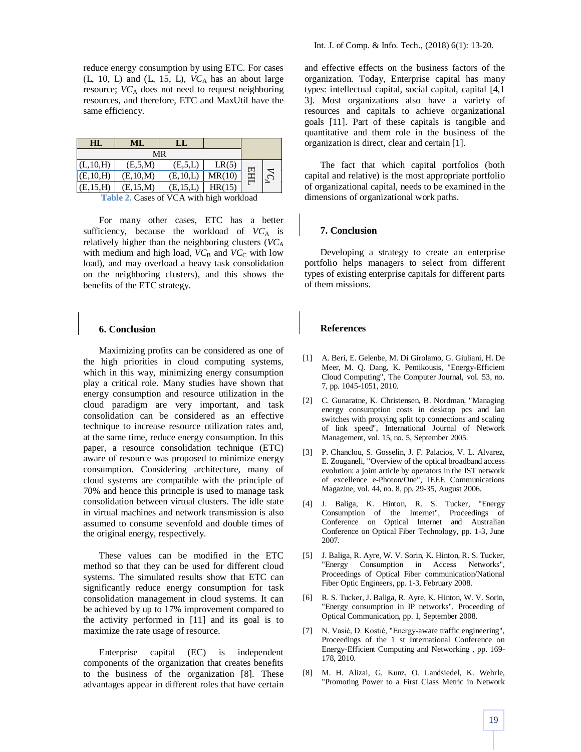reduce energy consumption by using ETC. For cases (L, 10, L) and (L, 15, L), $VC_A$ has an about large resource; $VC_A$ does not need to request neighboring resources, and therefore, ETC and MaxUtil have the same efficiency.

| HL | ML | LL | | | |
|---|---|---|---|---|---|
| MR | | | | | |
| (L,10,H) | (E,5,M) | (E,5,L) | LR(5) | EHL | $VC_A$ |
| (E,10,H) | (E,10,M) | (E,10,L) | MR(10) | | |
| (E,15,H) | (E,15,M) | (E,15,L) | HR(15) | | |

**Table 2.** Cases of VCA with high workload

For many other cases, ETC has a better sufficiency, because the workload of $VC_A$ is relatively higher than the neighboring clusters ($VC_A$ with medium and high load, $VC_B$ and $VC_C$ with low load), and may overload a heavy task consolidation on the neighboring clusters), and this shows the benefits of the ETC strategy.

## 6. Conclusion

Maximizing profits can be considered as one of the high priorities in cloud computing systems, which in this way, minimizing energy consumption play a critical role. Many studies have shown that energy consumption and resource utilization in the cloud paradigm are very important, and task consolidation can be considered as an effective technique to increase resource utilization rates and, at the same time, reduce energy consumption. In this paper, a resource consolidation technique (ETC) aware of resource was proposed to minimize energy consumption. Considering architecture, many of cloud systems are compatible with the principle of 70% and hence this principle is used to manage task consolidation between virtual clusters. The idle state in virtual machines and network transmission is also assumed to consume sevenfold and double times of the original energy, respectively.

These values can be modified in the ETC method so that they can be used for different cloud systems. The simulated results show that ETC can significantly reduce energy consumption for task consolidation management in cloud systems. It can be achieved by up to 17% improvement compared to the activity performed in [11] and its goal is to maximize the rate usage of resource.

Enterprise capital (EC) is independent components of the organization that creates benefits to the business of the organization [8]. These advantages appear in different roles that have certain and effective effects on the business factors of the organization. Today, Enterprise capital has many types: intellectual capital, social capital, capital [4,13]. Most organizations also have a variety of resources and capitals to achieve organizational goals [11]. Part of these capitals is tangible and quantitative and them role in the business of the organization is direct, clear and certain [1].

The fact that which capital portfolios (both capital and relative) is the most appropriate portfolio of organizational capital, needs to be examined in the dimensions of organizational work paths.

## 7. Conclusion

Developing a strategy to create an enterprise portfolio helps managers to select from different types of existing enterprise capitals for different parts of them missions.

## References

[1] A. Beri, E. Gelenbe, M. Di Girolamo, G. Giuliani, H. De Meer, M. Q. Dang, K. Pentikousis, "Energy-Efficient Cloud Computing", The Computer Journal, vol. 53, no. 7, pp. 1045-1051, 2010.

[2] C. Gunaratne, K. Christensen, B. Nordman, "Managing energy consumption costs in desktop pcs and lan switches with proxying split tcp connections and scaling of link speed", International Journal of Network Management, vol. 15, no. 5, September 2005.

[3] P. Chanclou, S. Gosselin, J. F. Palacios, V. L. Alvarez, E. Zouganeli, "Overview of the optical broadband access evolution: a joint article by operators in the IST network of excellence e-Photon/One", IEEE Communications Magazine, vol. 44, no. 8, pp. 29-35, August 2006.

[4] J. Baliga, K. Hinton, R. S. Tucker, "Energy Consumption of the Internet", Proceedings of Conference on Optical Internet and Australian Conference on Optical Fiber Technology, pp. 1-3, June 2007.

[5] J. Baliga, R. Ayre, W. V. Sorin, K. Hinton, R. S. Tucker, "Energy Consumption in Access Networks", Proceedings of Optical Fiber communication/National Fiber Optic Engineers, pp. 1-3, February 2008.

[6] R. S. Tucker, J. Baliga, R. Ayre, K. Hinton, W. V. Sorin, "Energy consumption in IP networks", Proceeding of Optical Communication, pp. 1, September 2008.

[7] N. Vasić, D. Kostić, "Energy-aware traffic engineering", Proceedings of the 1 st International Conference on Energy-Efficient Computing and Networking , pp. 169-178, 2010.

[8] M. H. Alizai, G. Kunz, O. Landsiedel, K. Wehrle, "Promoting Power to a First Class Metric in Network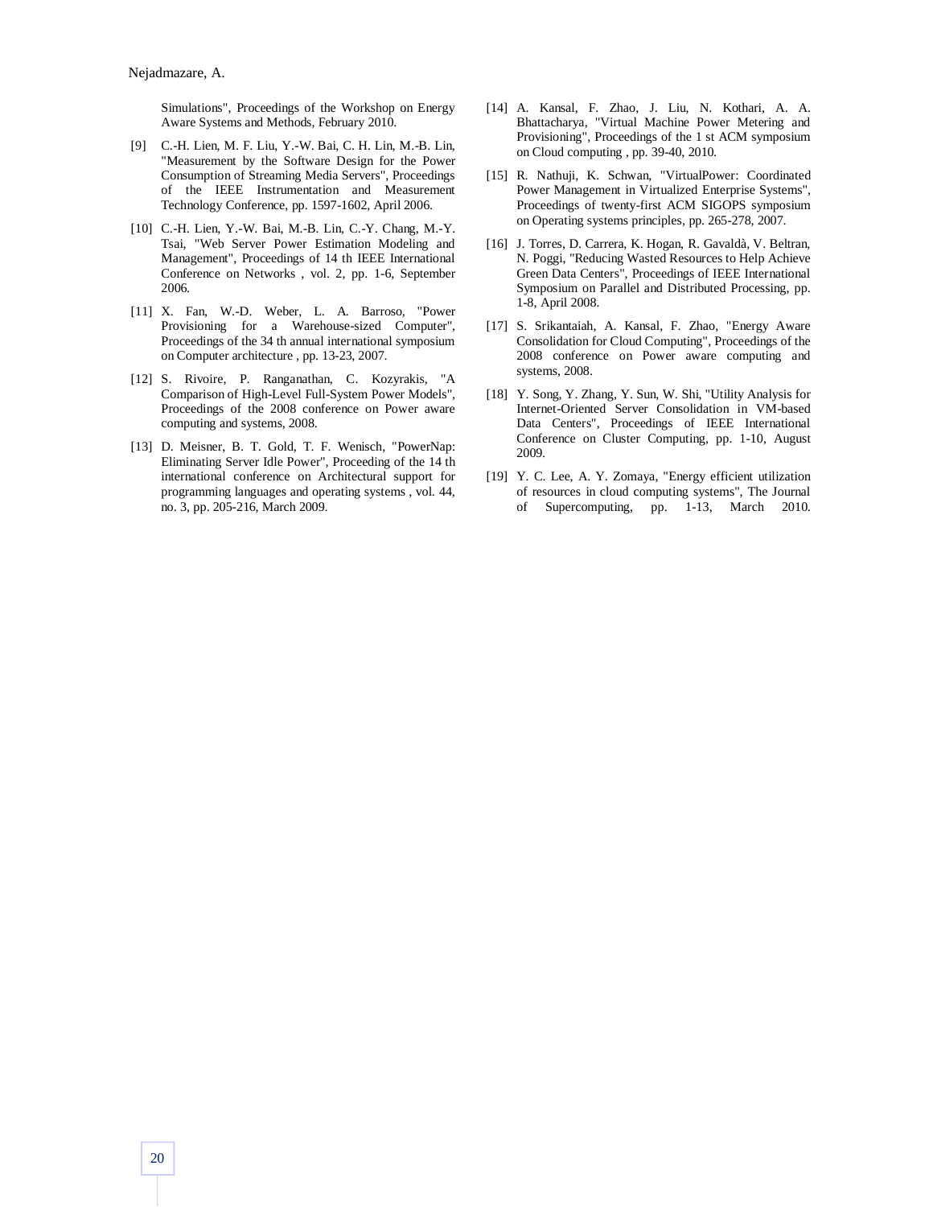Simulations", Proceedings of the Workshop on Energy Aware Systems and Methods, February 2010.

[9] C.-H. Lien, M. F. Liu, Y.-W. Bai, C. H. Lin, M.-B. Lin, "Measurement by the Software Design for the Power Consumption of Streaming Media Servers", Proceedings of the IEEE Instrumentation and Measurement Technology Conference, pp. 1597-1602, April 2006.

[10] C.-H. Lien, Y.-W. Bai, M.-B. Lin, C.-Y. Chang, M.-Y. Tsai, "Web Server Power Estimation Modeling and Management", Proceedings of 14 th IEEE International Conference on Networks , vol. 2, pp. 1-6, September 2006.

[11] X. Fan, W.-D. Weber, L. A. Barroso, "Power Provisioning for a Warehouse-sized Computer", Proceedings of the 34 th annual international symposium on Computer architecture , pp. 13-23, 2007.

[12] S. Rivoire, P. Ranganathan, C. Kozyrakis, "A Comparison of High-Level Full-System Power Models", Proceedings of the 2008 conference on Power aware computing and systems, 2008.

[13] D. Meisner, B. T. Gold, T. F. Wenisch, "PowerNap: Eliminating Server Idle Power", Proceeding of the 14 th international conference on Architectural support for programming languages and operating systems , vol. 44, no. 3, pp. 205-216, March 2009.

[14] A. Kansal, F. Zhao, J. Liu, N. Kothari, A. A. Bhattacharya, "Virtual Machine Power Metering and Provisioning", Proceedings of the 1 st ACM symposium on Cloud computing , pp. 39-40, 2010.

[15] R. Nathuji, K. Schwan, "VirtualPower: Coordinated Power Management in Virtualized Enterprise Systems", Proceedings of twenty-first ACM SIGOPS symposium on Operating systems principles, pp. 265-278, 2007.

[16] J. Torres, D. Carrera, K. Hogan, R. Gavaldà, V. Beltran, N. Poggi, "Reducing Wasted Resources to Help Achieve Green Data Centers", Proceedings of IEEE International Symposium on Parallel and Distributed Processing, pp. 1-8, April 2008.

[17] S. Srikantaiah, A. Kansal, F. Zhao, "Energy Aware Consolidation for Cloud Computing", Proceedings of the 2008 conference on Power aware computing and systems, 2008.

[18] Y. Song, Y. Zhang, Y. Sun, W. Shi, "Utility Analysis for Internet-Oriented Server Consolidation in VM-based Data Centers", Proceedings of IEEE International Conference on Cluster Computing, pp. 1-10, August 2009.

[19] Y. C. Lee, A. Y. Zomaya, "Energy efficient utilization of resources in cloud computing systems", The Journal of Supercomputing, pp. 1-13, March 2010.